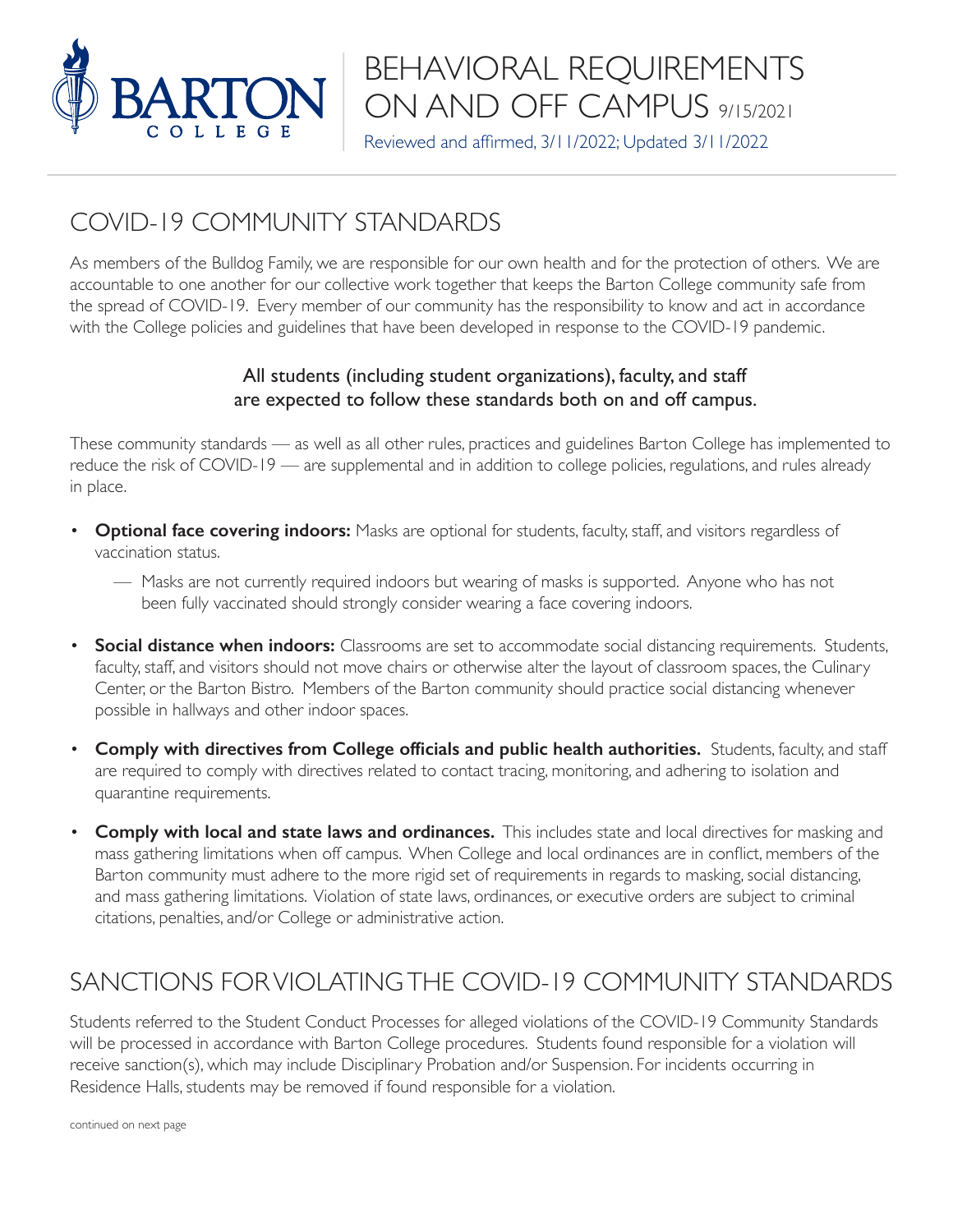# BEHAVIORAL REQUIREMENTS ON AND OFF CAMPUS 9/15/2021

Reviewed and affirmed, 3/11/2022; Updated 3/11/2022

## COVID-19 COMMUNITY STANDARDS

As members of the Bulldog Family, we are responsible for our own health and for the protection of others. We are accountable to one another for our collective work together that keeps the Barton College community safe from the spread of COVID-19. Every member of our community has the responsibility to know and act in accordance with the College policies and guidelines that have been developed in response to the COVID-19 pandemic.

All students (including student organizations), faculty, and staff are expected to follow these standards both on and off campus.

These community standards — as well as all other rules, practices and guidelines Barton College has implemented to reduce the risk of COVID-19 — are supplemental and in addition to college policies, regulations, and rules already in place.

- **Optional face covering indoors:** Masks are optional for students, faculty, staff, and visitors regardless of vaccination status.
  - Masks are not currently required indoors but wearing of masks is supported. Anyone who has not been fully vaccinated should strongly consider wearing a face covering indoors.
- **Social distance when indoors:** Classrooms are set to accommodate social distancing requirements. Students, faculty, staff, and visitors should not move chairs or otherwise alter the layout of classroom spaces, the Culinary Center, or the Barton Bistro. Members of the Barton community should practice social distancing whenever possible in hallways and other indoor spaces.
- **Comply with directives from College officials and public health authorities.** Students, faculty, and staff are required to comply with directives related to contact tracing, monitoring, and adhering to isolation and quarantine requirements.
- **Comply with local and state laws and ordinances.** This includes state and local directives for masking and mass gathering limitations when off campus. When College and local ordinances are in conflict, members of the Barton community must adhere to the more rigid set of requirements in regards to masking, social distancing, and mass gathering limitations. Violation of state laws, ordinances, or executive orders are subject to criminal citations, penalties, and/or College or administrative action.

## SANCTIONS FOR VIOLATING THE COVID-19 COMMUNITY STANDARDS

Students referred to the Student Conduct Processes for alleged violations of the COVID-19 Community Standards will be processed in accordance with Barton College procedures. Students found responsible for a violation will receive sanction(s), which may include Disciplinary Probation and/or Suspension. For incidents occurring in Residence Halls, students may be removed if found responsible for a violation.

continued on next page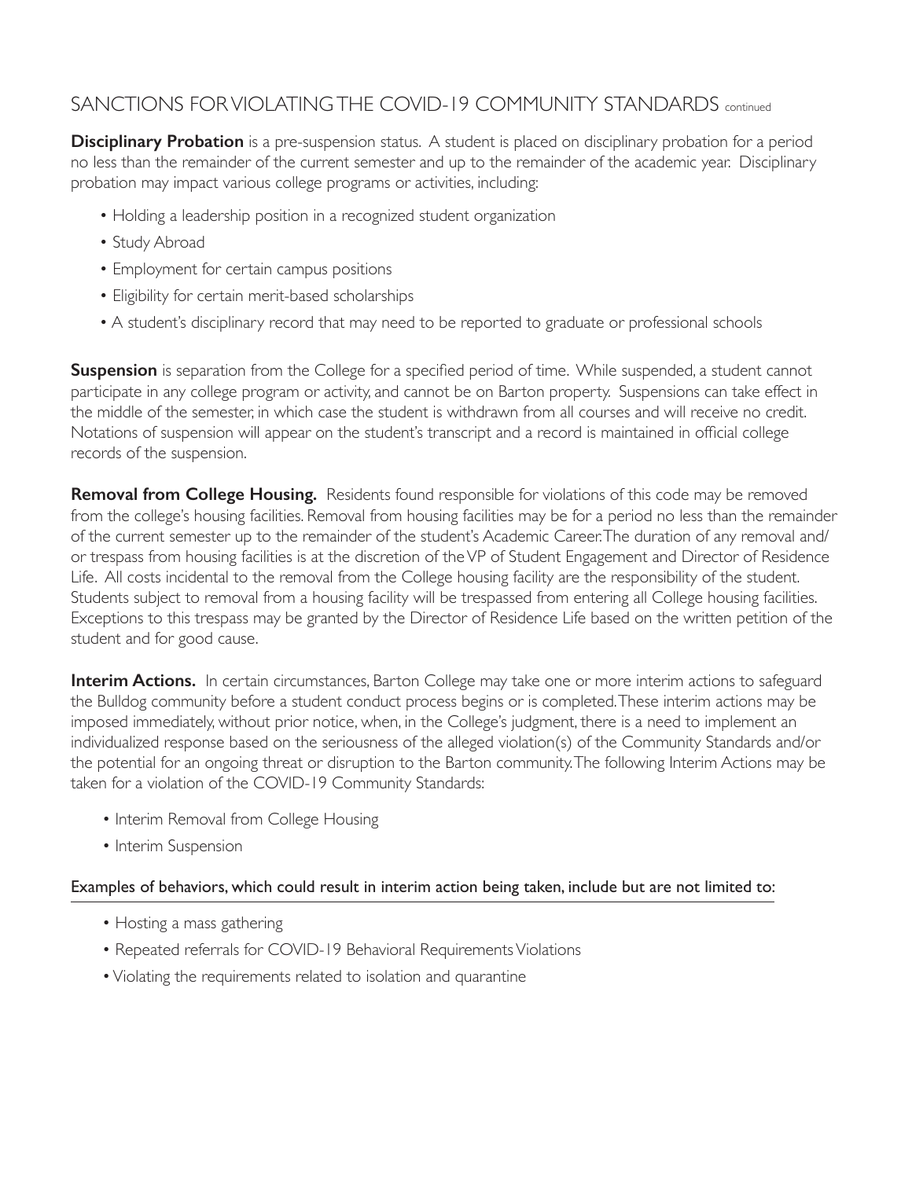## SANCTIONS FOR VIOLATING THE COVID-19 COMMUNITY STANDARDS continued

**Disciplinary Probation** is a pre-suspension status. A student is placed on disciplinary probation for a period no less than the remainder of the current semester and up to the remainder of the academic year. Disciplinary probation may impact various college programs or activities, including:

- Holding a leadership position in a recognized student organization
- Study Abroad
- Employment for certain campus positions
- Eligibility for certain merit-based scholarships
- A student's disciplinary record that may need to be reported to graduate or professional schools

**Suspension** is separation from the College for a specified period of time. While suspended, a student cannot participate in any college program or activity, and cannot be on Barton property. Suspensions can take effect in the middle of the semester, in which case the student is withdrawn from all courses and will receive no credit. Notations of suspension will appear on the student's transcript and a record is maintained in official college records of the suspension.

**Removal from College Housing.** Residents found responsible for violations of this code may be removed from the college's housing facilities. Removal from housing facilities may be for a period no less than the remainder of the current semester up to the remainder of the student's Academic Career. The duration of any removal and/or trespass from housing facilities is at the discretion of the VP of Student Engagement and Director of Residence Life. All costs incidental to the removal from the College housing facility are the responsibility of the student. Students subject to removal from a housing facility will be trespassed from entering all College housing facilities. Exceptions to this trespass may be granted by the Director of Residence Life based on the written petition of the student and for good cause.

**Interim Actions.** In certain circumstances, Barton College may take one or more interim actions to safeguard the Bulldog community before a student conduct process begins or is completed. These interim actions may be imposed immediately, without prior notice, when, in the College's judgment, there is a need to implement an individualized response based on the seriousness of the alleged violation(s) of the Community Standards and/or the potential for an ongoing threat or disruption to the Barton community. The following Interim Actions may be taken for a violation of the COVID-19 Community Standards:

- Interim Removal from College Housing
- Interim Suspension

Examples of behaviors, which could result in interim action being taken, include but are not limited to:

- Hosting a mass gathering
- Repeated referrals for COVID-19 Behavioral Requirements Violations
- Violating the requirements related to isolation and quarantine